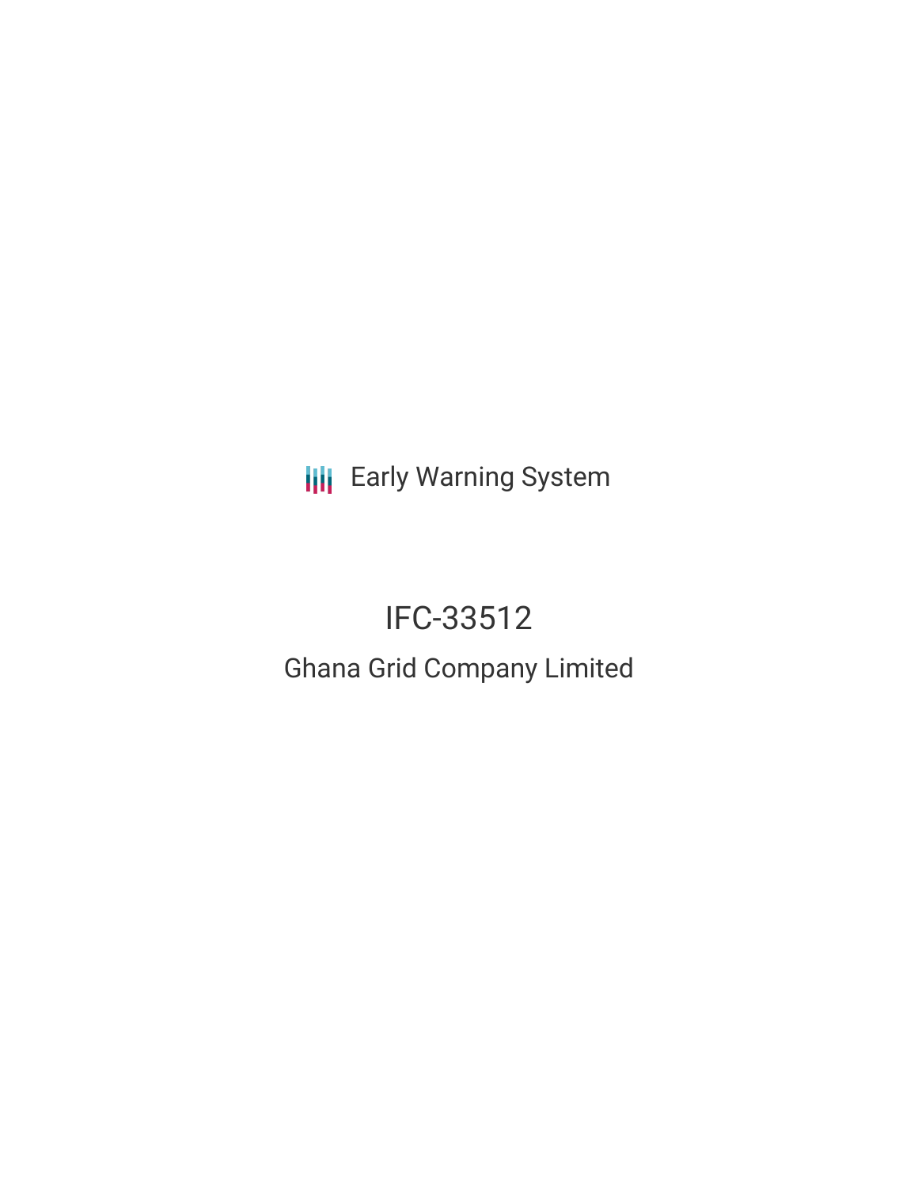Early Warning System

# IFC-33512

## Ghana Grid Company Limited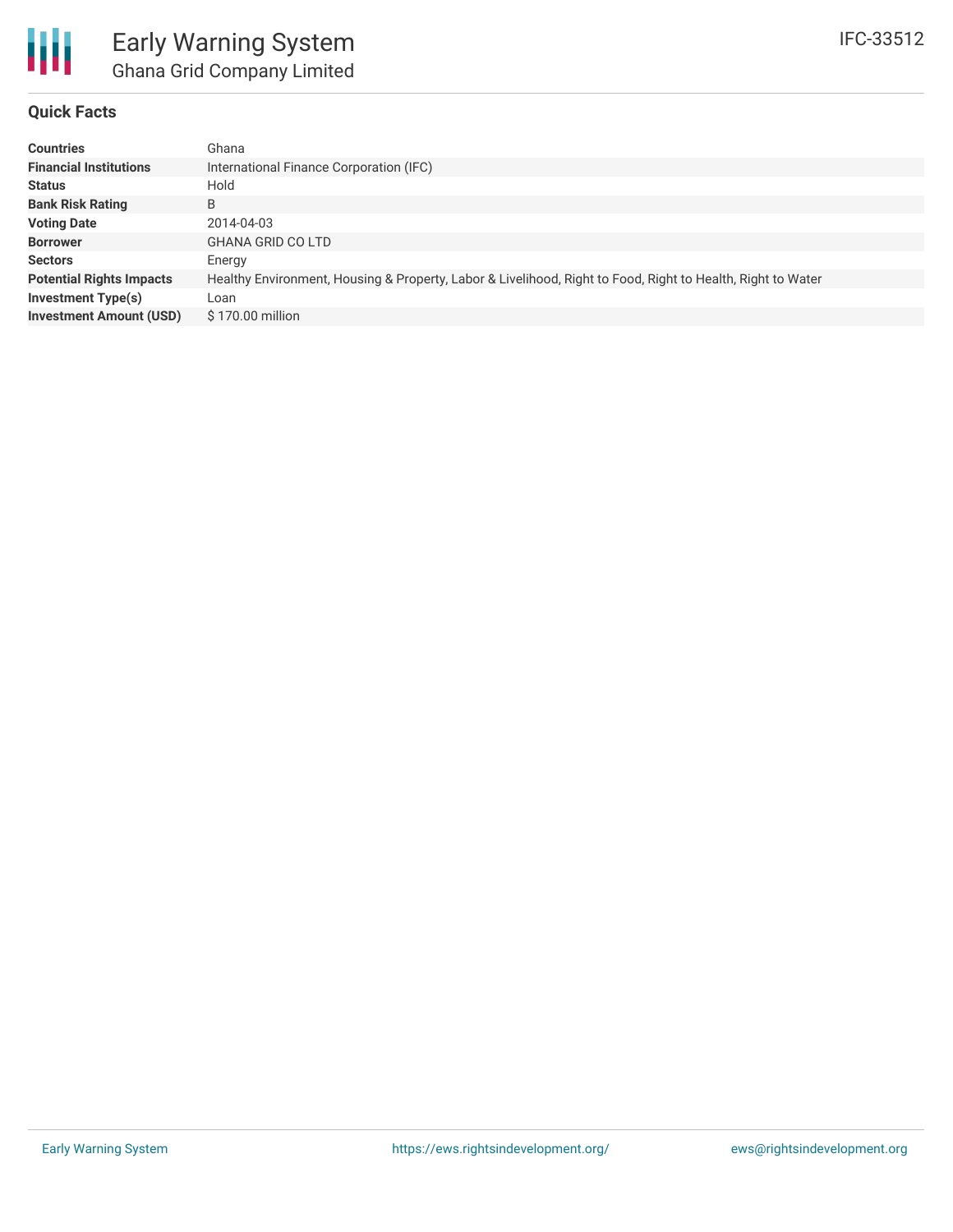# Early Warning System

## Ghana Grid Company Limited

IFC-33512

### Quick Facts

| | |
|---|---|
| **Countries** | Ghana |
| **Financial Institutions** | International Finance Corporation (IFC) |
| **Status** | Hold |
| **Bank Risk Rating** | B |
| **Voting Date** | 2014-04-03 |
| **Borrower** | GHANA GRID CO LTD |
| **Sectors** | Energy |
| **Potential Rights Impacts** | Healthy Environment, Housing & Property, Labor & Livelihood, Right to Food, Right to Health, Right to Water |
| **Investment Type(s)** | Loan |
| **Investment Amount (USD)** | $ 170.00 million |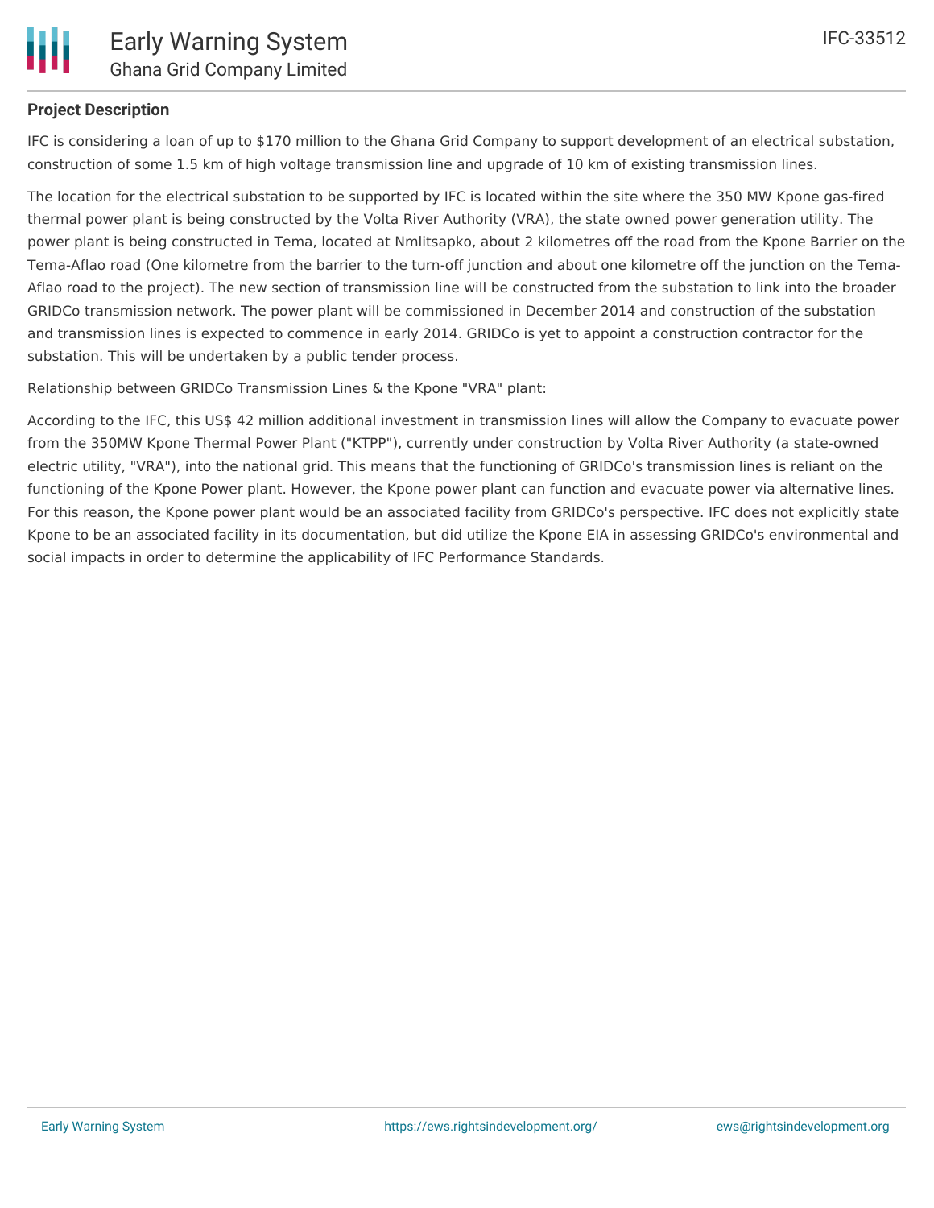## Project Description

IFC is considering a loan of up to $170 million to the Ghana Grid Company to support development of an electrical substation, construction of some 1.5 km of high voltage transmission line and upgrade of 10 km of existing transmission lines.

The location for the electrical substation to be supported by IFC is located within the site where the 350 MW Kpone gas-fired thermal power plant is being constructed by the Volta River Authority (VRA), the state owned power generation utility. The power plant is being constructed in Tema, located at Nmlitsapko, about 2 kilometres off the road from the Kpone Barrier on the Tema-Aflao road (One kilometre from the barrier to the turn-off junction and about one kilometre off the junction on the Tema-Aflao road to the project). The new section of transmission line will be constructed from the substation to link into the broader GRIDCo transmission network. The power plant will be commissioned in December 2014 and construction of the substation and transmission lines is expected to commence in early 2014. GRIDCo is yet to appoint a construction contractor for the substation. This will be undertaken by a public tender process.

Relationship between GRIDCo Transmission Lines & the Kpone "VRA" plant:

According to the IFC, this US$ 42 million additional investment in transmission lines will allow the Company to evacuate power from the 350MW Kpone Thermal Power Plant ("KTPP"), currently under construction by Volta River Authority (a state-owned electric utility, "VRA"), into the national grid. This means that the functioning of GRIDCo's transmission lines is reliant on the functioning of the Kpone Power plant. However, the Kpone power plant can function and evacuate power via alternative lines. For this reason, the Kpone power plant would be an associated facility from GRIDCo's perspective. IFC does not explicitly state Kpone to be an associated facility in its documentation, but did utilize the Kpone EIA in assessing GRIDCo's environmental and social impacts in order to determine the applicability of IFC Performance Standards.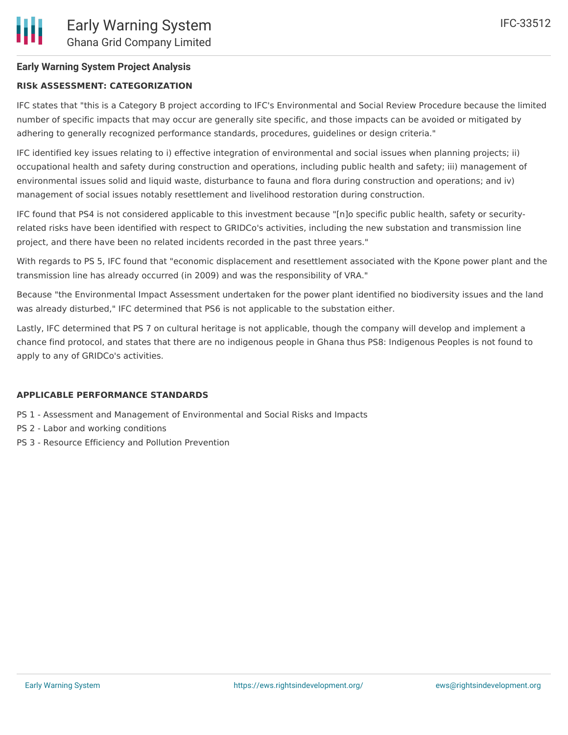**Early Warning System Project Analysis**

**RISk ASSESSMENT: CATEGORIZATION**

IFC states that "this is a Category B project according to IFC's Environmental and Social Review Procedure because the limited number of specific impacts that may occur are generally site specific, and those impacts can be avoided or mitigated by adhering to generally recognized performance standards, procedures, guidelines or design criteria."

IFC identified key issues relating to i) effective integration of environmental and social issues when planning projects; ii) occupational health and safety during construction and operations, including public health and safety; iii) management of environmental issues solid and liquid waste, disturbance to fauna and flora during construction and operations; and iv) management of social issues notably resettlement and livelihood restoration during construction.

IFC found that PS4 is not considered applicable to this investment because "[n]o specific public health, safety or security-related risks have been identified with respect to GRIDCo's activities, including the new substation and transmission line project, and there have been no related incidents recorded in the past three years."

With regards to PS 5, IFC found that "economic displacement and resettlement associated with the Kpone power plant and the transmission line has already occurred (in 2009) and was the responsibility of VRA."

Because "the Environmental Impact Assessment undertaken for the power plant identified no biodiversity issues and the land was already disturbed," IFC determined that PS6 is not applicable to the substation either.

Lastly, IFC determined that PS 7 on cultural heritage is not applicable, though the company will develop and implement a chance find protocol, and states that there are no indigenous people in Ghana thus PS8: Indigenous Peoples is not found to apply to any of GRIDCo's activities.

**APPLICABLE PERFORMANCE STANDARDS**

PS 1 - Assessment and Management of Environmental and Social Risks and Impacts
PS 2 - Labor and working conditions
PS 3 - Resource Efficiency and Pollution Prevention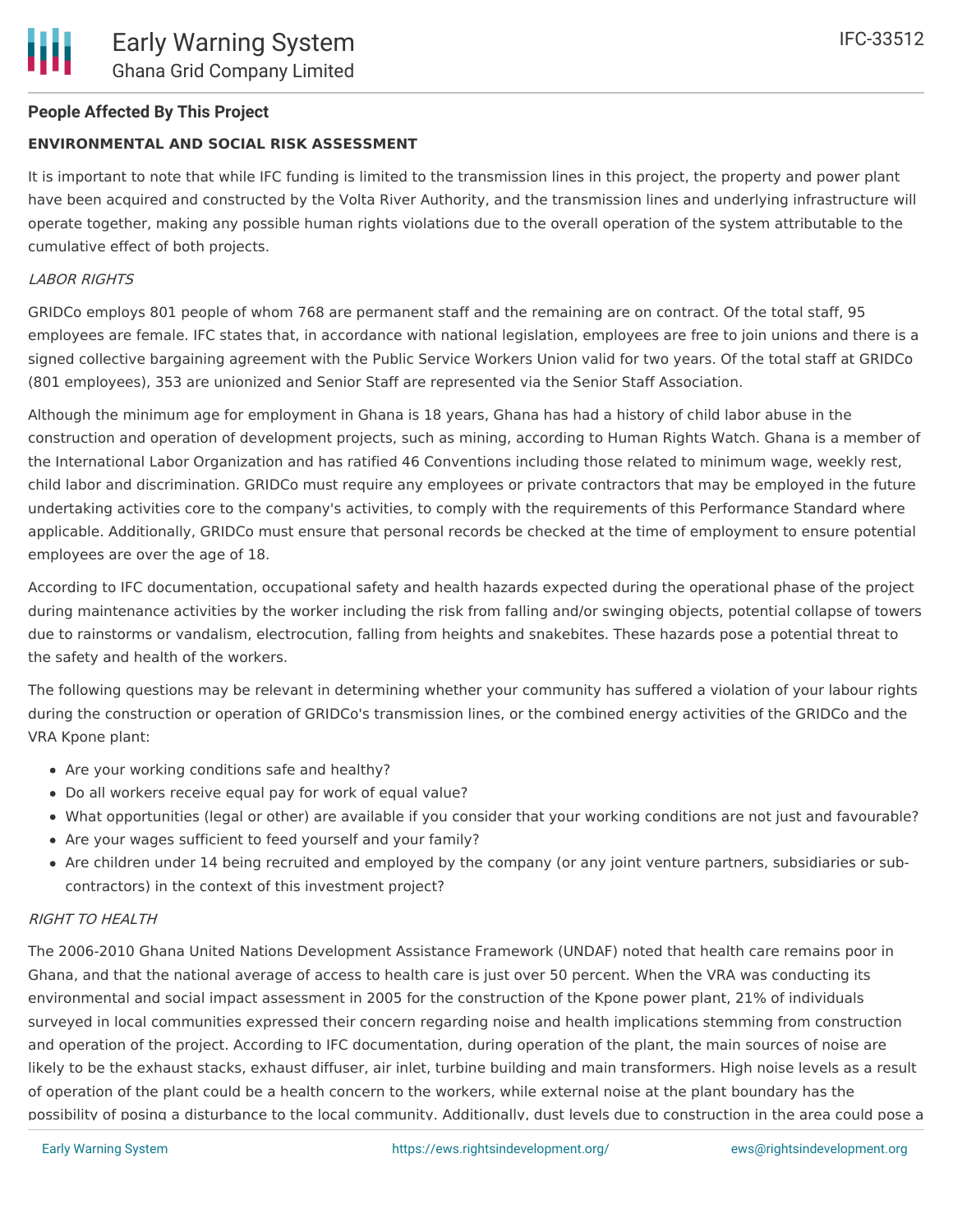## People Affected By This Project

### ENVIRONMENTAL AND SOCIAL RISK ASSESSMENT

It is important to note that while IFC funding is limited to the transmission lines in this project, the property and power plant have been acquired and constructed by the Volta River Authority, and the transmission lines and underlying infrastructure will operate together, making any possible human rights violations due to the overall operation of the system attributable to the cumulative effect of both projects.

*LABOR RIGHTS*

GRIDCo employs 801 people of whom 768 are permanent staff and the remaining are on contract. Of the total staff, 95 employees are female. IFC states that, in accordance with national legislation, employees are free to join unions and there is a signed collective bargaining agreement with the Public Service Workers Union valid for two years. Of the total staff at GRIDCo (801 employees), 353 are unionized and Senior Staff are represented via the Senior Staff Association.

Although the minimum age for employment in Ghana is 18 years, Ghana has had a history of child labor abuse in the construction and operation of development projects, such as mining, according to Human Rights Watch. Ghana is a member of the International Labor Organization and has ratified 46 Conventions including those related to minimum wage, weekly rest, child labor and discrimination. GRIDCo must require any employees or private contractors that may be employed in the future undertaking activities core to the company's activities, to comply with the requirements of this Performance Standard where applicable. Additionally, GRIDCo must ensure that personal records be checked at the time of employment to ensure potential employees are over the age of 18.

According to IFC documentation, occupational safety and health hazards expected during the operational phase of the project during maintenance activities by the worker including the risk from falling and/or swinging objects, potential collapse of towers due to rainstorms or vandalism, electrocution, falling from heights and snakebites. These hazards pose a potential threat to the safety and health of the workers.

The following questions may be relevant in determining whether your community has suffered a violation of your labour rights during the construction or operation of GRIDCo's transmission lines, or the combined energy activities of the GRIDCo and the VRA Kpone plant:

- Are your working conditions safe and healthy?
- Do all workers receive equal pay for work of equal value?
- What opportunities (legal or other) are available if you consider that your working conditions are not just and favourable?
- Are your wages sufficient to feed yourself and your family?
- Are children under 14 being recruited and employed by the company (or any joint venture partners, subsidiaries or sub-contractors) in the context of this investment project?

*RIGHT TO HEALTH*

The 2006-2010 Ghana United Nations Development Assistance Framework (UNDAF) noted that health care remains poor in Ghana, and that the national average of access to health care is just over 50 percent. When the VRA was conducting its environmental and social impact assessment in 2005 for the construction of the Kpone power plant, 21% of individuals surveyed in local communities expressed their concern regarding noise and health implications stemming from construction and operation of the project. According to IFC documentation, during operation of the plant, the main sources of noise are likely to be the exhaust stacks, exhaust diffuser, air inlet, turbine building and main transformers. High noise levels as a result of operation of the plant could be a health concern to the workers, while external noise at the plant boundary has the possibility of posing a disturbance to the local community. Additionally, dust levels due to construction in the area could pose a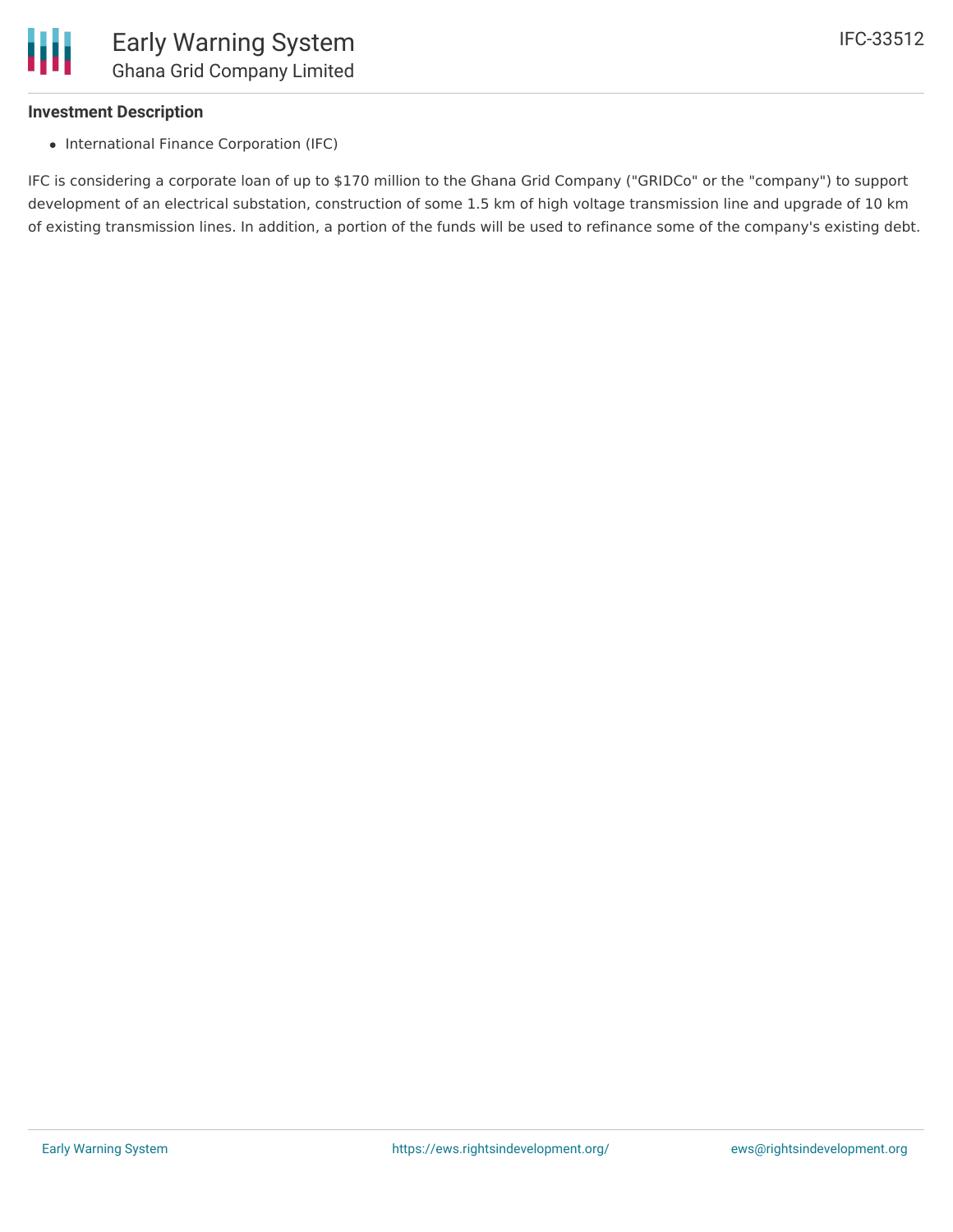### Investment Description

- International Finance Corporation (IFC)

IFC is considering a corporate loan of up to $170 million to the Ghana Grid Company ("GRIDCo" or the "company") to support development of an electrical substation, construction of some 1.5 km of high voltage transmission line and upgrade of 10 km of existing transmission lines. In addition, a portion of the funds will be used to refinance some of the company's existing debt.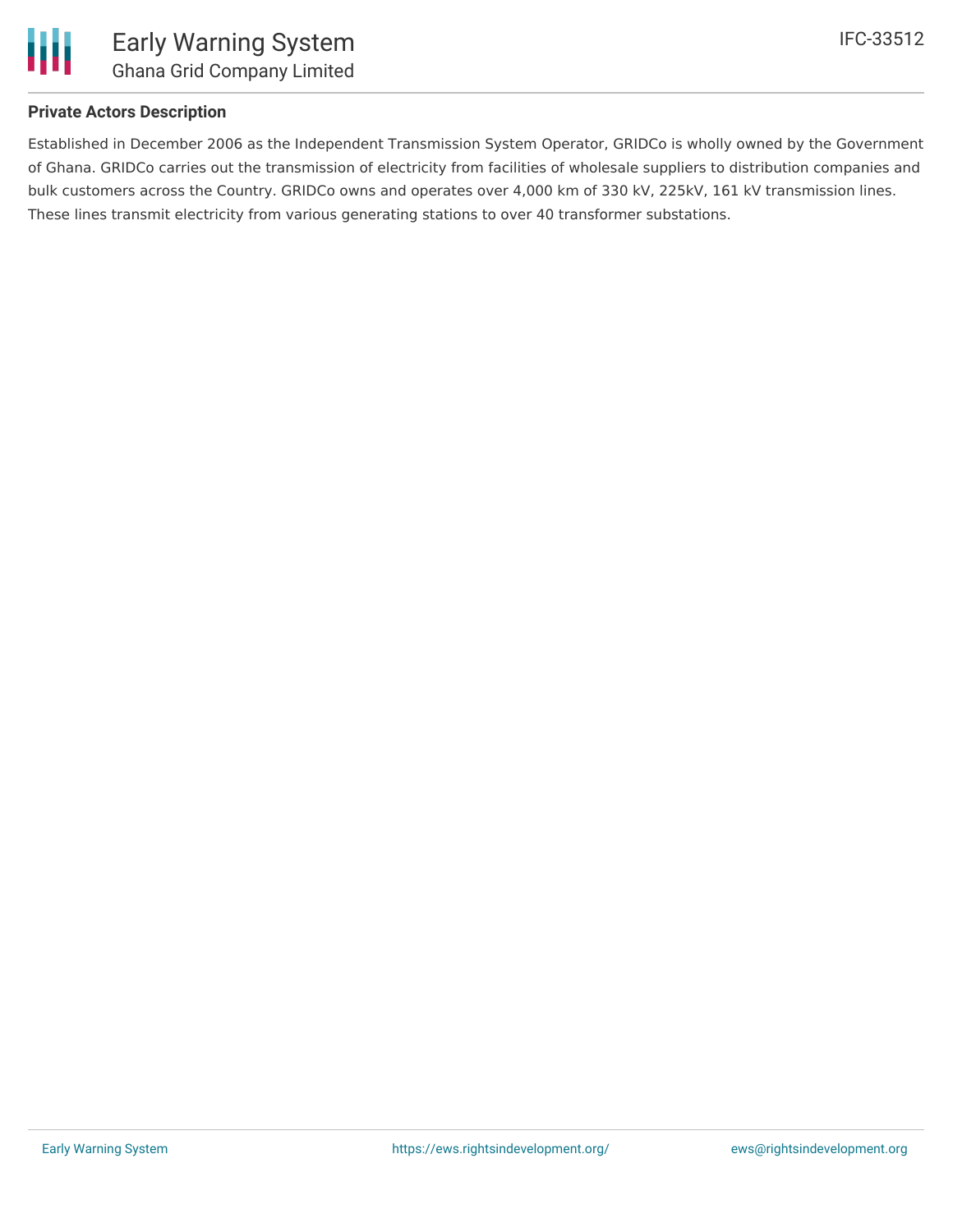**Private Actors Description**

Established in December 2006 as the Independent Transmission System Operator, GRIDCo is wholly owned by the Government of Ghana. GRIDCo carries out the transmission of electricity from facilities of wholesale suppliers to distribution companies and bulk customers across the Country. GRIDCo owns and operates over 4,000 km of 330 kV, 225kV, 161 kV transmission lines. These lines transmit electricity from various generating stations to over 40 transformer substations.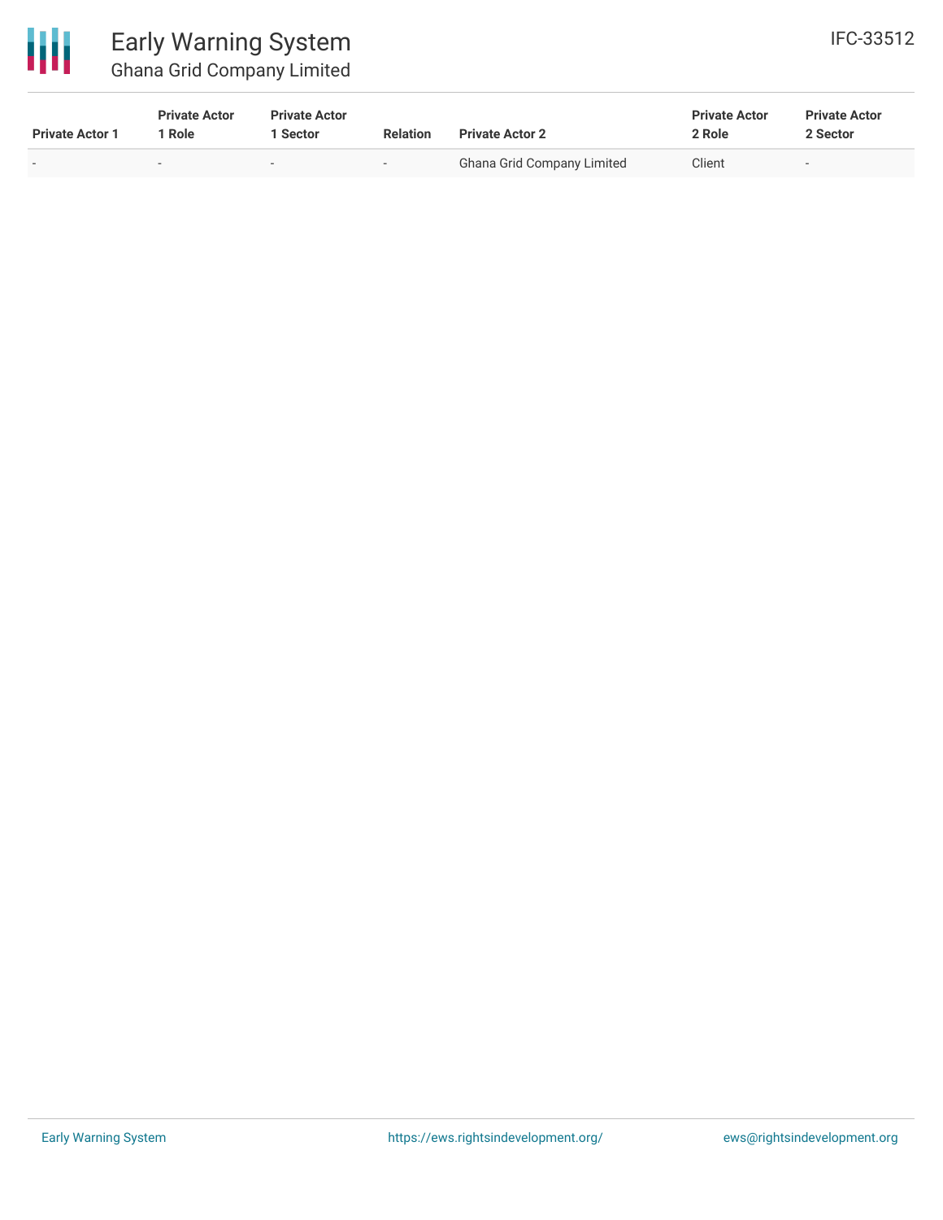| Private Actor 1 | Private Actor 1 Role | Private Actor 1 Sector | Relation | Private Actor 2 | Private Actor 2 Role | Private Actor 2 Sector |
|---|---|---|---|---|---|---|
| - | - | - | - | Ghana Grid Company Limited | Client | - |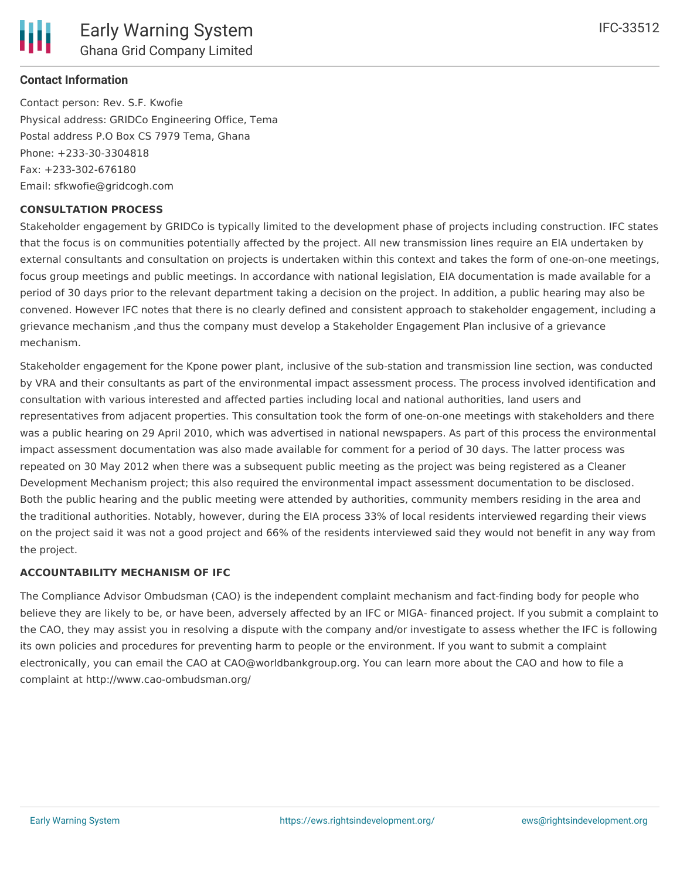**Contact Information**

Contact person: Rev. S.F. Kwofie
Physical address: GRIDCo Engineering Office, Tema
Postal address P.O Box CS 7979 Tema, Ghana
Phone: +233-30-3304818
Fax: +233-302-676180
Email: sfkwofie@gridcogh.com

**CONSULTATION PROCESS**

Stakeholder engagement by GRIDCo is typically limited to the development phase of projects including construction. IFC states that the focus is on communities potentially affected by the project. All new transmission lines require an EIA undertaken by external consultants and consultation on projects is undertaken within this context and takes the form of one-on-one meetings, focus group meetings and public meetings. In accordance with national legislation, EIA documentation is made available for a period of 30 days prior to the relevant department taking a decision on the project. In addition, a public hearing may also be convened. However IFC notes that there is no clearly defined and consistent approach to stakeholder engagement, including a grievance mechanism ,and thus the company must develop a Stakeholder Engagement Plan inclusive of a grievance mechanism.

Stakeholder engagement for the Kpone power plant, inclusive of the sub-station and transmission line section, was conducted by VRA and their consultants as part of the environmental impact assessment process. The process involved identification and consultation with various interested and affected parties including local and national authorities, land users and representatives from adjacent properties. This consultation took the form of one-on-one meetings with stakeholders and there was a public hearing on 29 April 2010, which was advertised in national newspapers. As part of this process the environmental impact assessment documentation was also made available for comment for a period of 30 days. The latter process was repeated on 30 May 2012 when there was a subsequent public meeting as the project was being registered as a Cleaner Development Mechanism project; this also required the environmental impact assessment documentation to be disclosed. Both the public hearing and the public meeting were attended by authorities, community members residing in the area and the traditional authorities. Notably, however, during the EIA process 33% of local residents interviewed regarding their views on the project said it was not a good project and 66% of the residents interviewed said they would not benefit in any way from the project.

**ACCOUNTABILITY MECHANISM OF IFC**

The Compliance Advisor Ombudsman (CAO) is the independent complaint mechanism and fact-finding body for people who believe they are likely to be, or have been, adversely affected by an IFC or MIGA- financed project. If you submit a complaint to the CAO, they may assist you in resolving a dispute with the company and/or investigate to assess whether the IFC is following its own policies and procedures for preventing harm to people or the environment. If you want to submit a complaint electronically, you can email the CAO at CAO@worldbankgroup.org. You can learn more about the CAO and how to file a complaint at http://www.cao-ombudsman.org/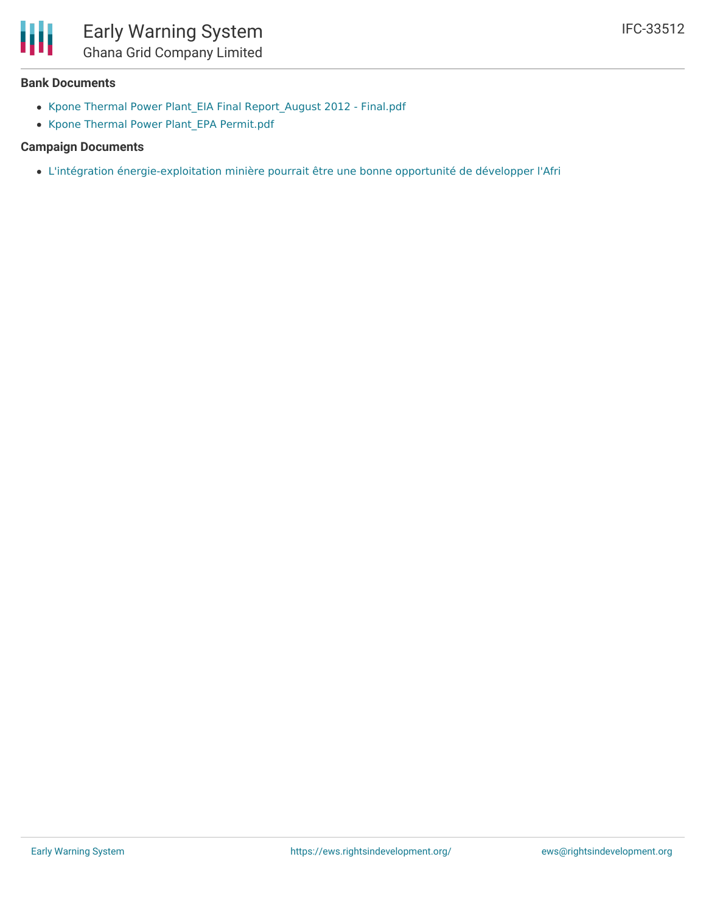### Bank Documents

- Kpone Thermal Power Plant_EIA Final Report_August 2012 - Final.pdf
- Kpone Thermal Power Plant_EPA Permit.pdf

### Campaign Documents

- L'intégration énergie-exploitation minière pourrait être une bonne opportunité de développer l'Afri